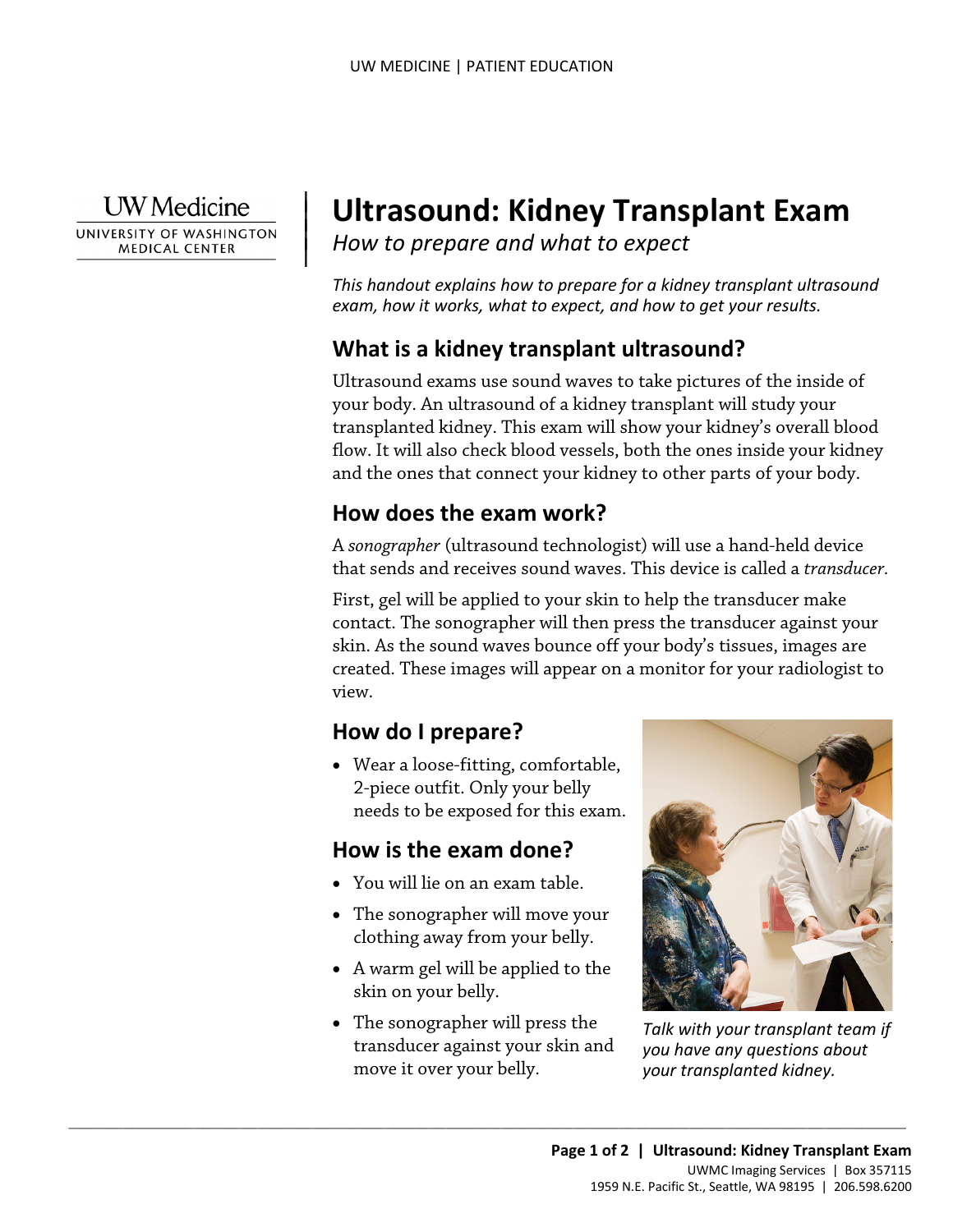# Ultrasound: Kidney Transplant Exam

*How to prepare and what to expect*

*This handout explains how to prepare for a kidney transplant ultrasound exam, how it works, what to expect, and how to get your results.*

## What is a kidney transplant ultrasound?

Ultrasound exams use sound waves to take pictures of the inside of your body. An ultrasound of a kidney transplant will study your transplanted kidney. This exam will show your kidney's overall blood flow. It will also check blood vessels, both the ones inside your kidney and the ones that connect your kidney to other parts of your body.

## How does the exam work?

A *sonographer* (ultrasound technologist) will use a hand-held device that sends and receives sound waves. This device is called a *transducer*.

First, gel will be applied to your skin to help the transducer make contact. The sonographer will then press the transducer against your skin. As the sound waves bounce off your body's tissues, images are created. These images will appear on a monitor for your radiologist to view.

## How do I prepare?

- Wear a loose-fitting, comfortable, 2-piece outfit. Only your belly needs to be exposed for this exam.

## How is the exam done?

- You will lie on an exam table.
- The sonographer will move your clothing away from your belly.
- A warm gel will be applied to the skin on your belly.
- The sonographer will press the transducer against your skin and move it over your belly.

*Talk with your transplant team if you have any questions about your transplanted kidney.*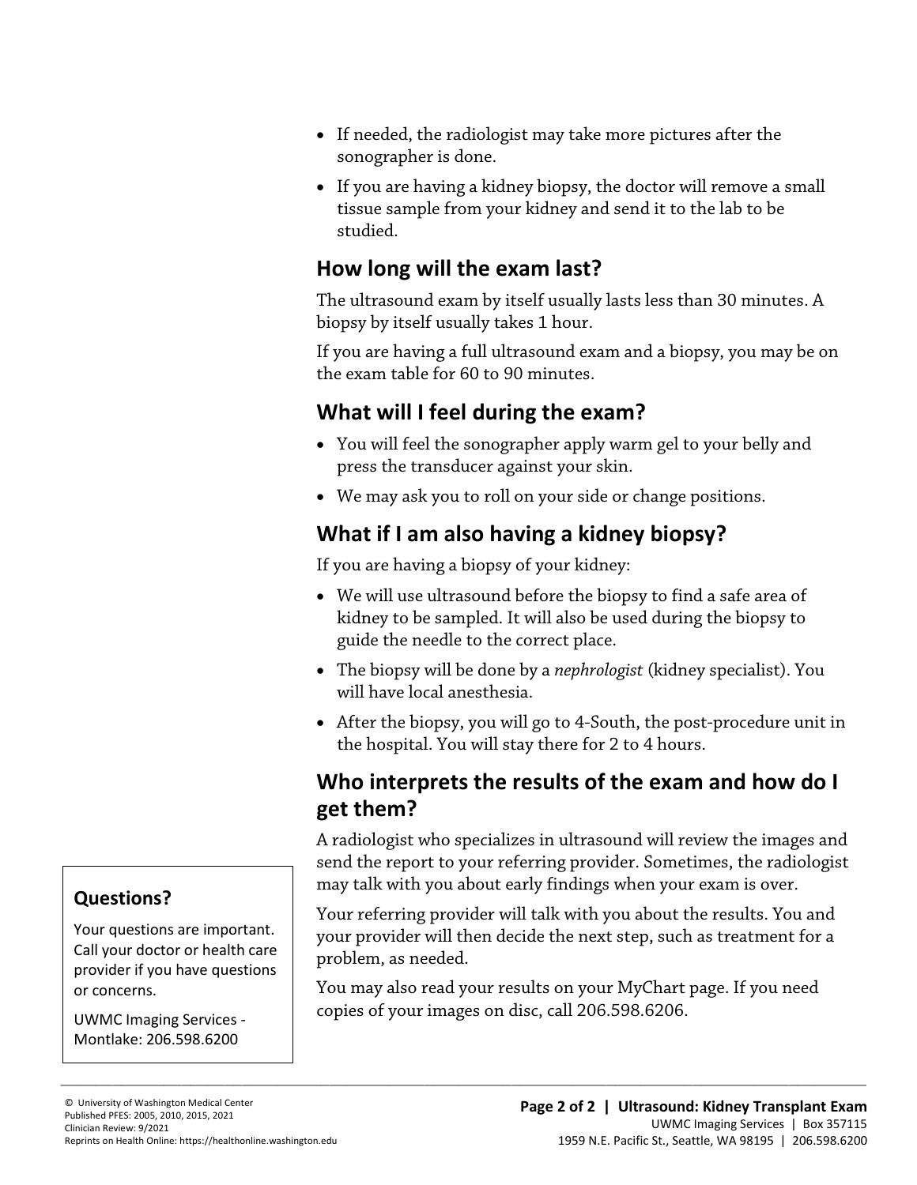- If needed, the radiologist may take more pictures after the sonographer is done.
- If you are having a kidney biopsy, the doctor will remove a small tissue sample from your kidney and send it to the lab to be studied.

## How long will the exam last?

The ultrasound exam by itself usually lasts less than 30 minutes. A biopsy by itself usually takes 1 hour.

If you are having a full ultrasound exam and a biopsy, you may be on the exam table for 60 to 90 minutes.

## What will I feel during the exam?

- You will feel the sonographer apply warm gel to your belly and press the transducer against your skin.
- We may ask you to roll on your side or change positions.

## What if I am also having a kidney biopsy?

If you are having a biopsy of your kidney:

- We will use ultrasound before the biopsy to find a safe area of kidney to be sampled. It will also be used during the biopsy to guide the needle to the correct place.
- The biopsy will be done by a *nephrologist* (kidney specialist). You will have local anesthesia.
- After the biopsy, you will go to 4-South, the post-procedure unit in the hospital. You will stay there for 2 to 4 hours.

## Who interprets the results of the exam and how do I get them?

A radiologist who specializes in ultrasound will review the images and send the report to your referring provider. Sometimes, the radiologist may talk with you about early findings when your exam is over.

Your referring provider will talk with you about the results. You and your provider will then decide the next step, such as treatment for a problem, as needed.

You may also read your results on your MyChart page. If you need copies of your images on disc, call 206.598.6206.

### Questions?

Your questions are important. Call your doctor or health care provider if you have questions or concerns.

UWMC Imaging Services - Montlake: 206.598.6200

© University of Washington Medical Center
Published PFES: 2005, 2010, 2015, 2021
Clinician Review: 9/2021
Reprints on Health Online: https://healthonline.washington.edu

UWMC Imaging Services | Box 357115
1959 N.E. Pacific St., Seattle, WA 98195 | 206.598.6200